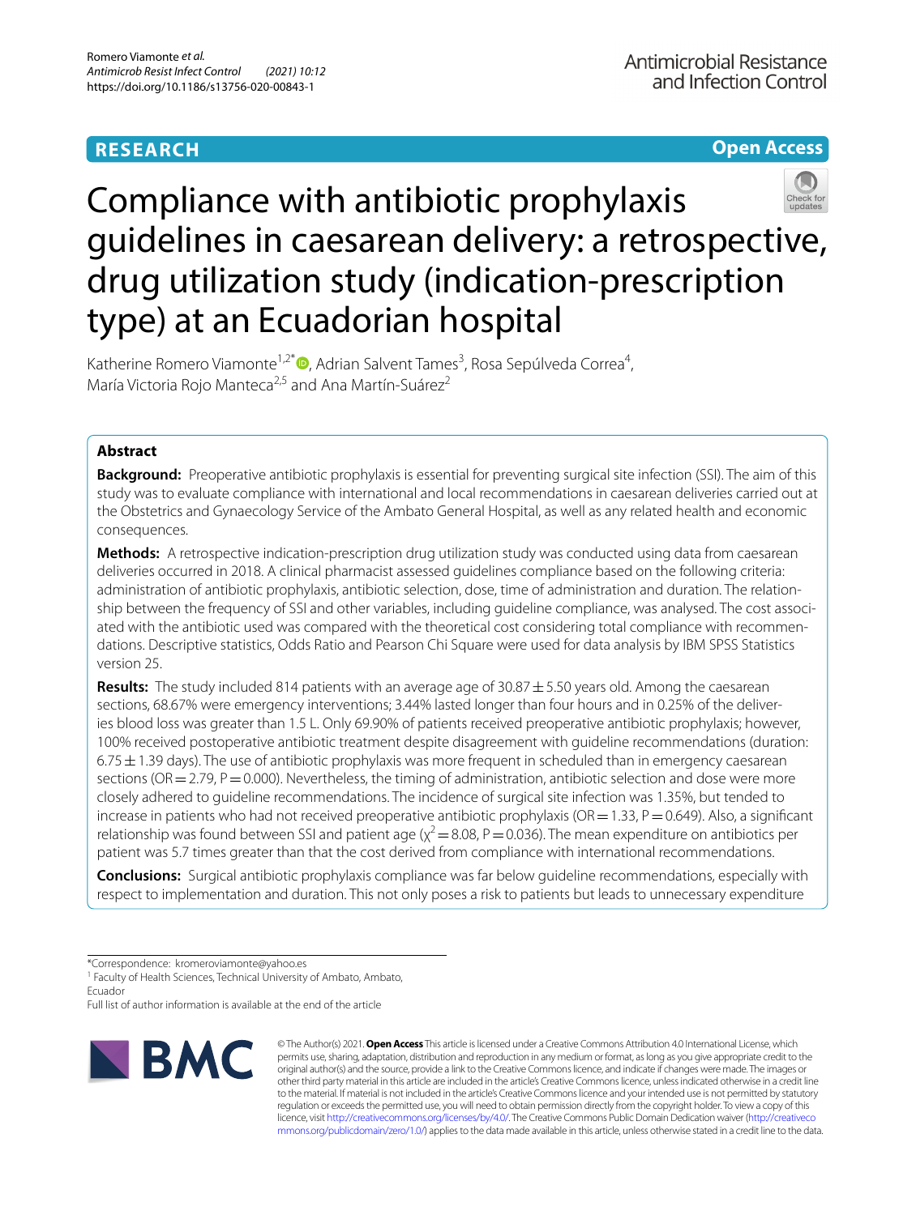RESEARCH

Open Access

# Compliance with antibiotic prophylaxis guidelines in caesarean delivery: a retrospective, drug utilization study (indication-prescription type) at an Ecuadorian hospital

Katherine Romero Viamonte[1,2*], Adrian Salvent Tames[3], Rosa Sepúlveda Correa[4], María Victoria Rojo Manteca[2,5] and Ana Martín-Suárez[2]

## Abstract

**Background:** Preoperative antibiotic prophylaxis is essential for preventing surgical site infection (SSI). The aim of this study was to evaluate compliance with international and local recommendations in caesarean deliveries carried out at the Obstetrics and Gynaecology Service of the Ambato General Hospital, as well as any related health and economic consequences.

**Methods:** A retrospective indication-prescription drug utilization study was conducted using data from caesarean deliveries occurred in 2018. A clinical pharmacist assessed guidelines compliance based on the following criteria: administration of antibiotic prophylaxis, antibiotic selection, dose, time of administration and duration. The relationship between the frequency of SSI and other variables, including guideline compliance, was analysed. The cost associated with the antibiotic used was compared with the theoretical cost considering total compliance with recommendations. Descriptive statistics, Odds Ratio and Pearson Chi Square were used for data analysis by IBM SPSS Statistics version 25.

**Results:** The study included 814 patients with an average age of 30.87 ± 5.50 years old. Among the caesarean sections, 68.67% were emergency interventions; 3.44% lasted longer than four hours and in 0.25% of the deliveries blood loss was greater than 1.5 L. Only 69.90% of patients received preoperative antibiotic prophylaxis; however, 100% received postoperative antibiotic treatment despite disagreement with guideline recommendations (duration: 6.75 ± 1.39 days). The use of antibiotic prophylaxis was more frequent in scheduled than in emergency caesarean sections (OR = 2.79, P = 0.000). Nevertheless, the timing of administration, antibiotic selection and dose were more closely adhered to guideline recommendations. The incidence of surgical site infection was 1.35%, but tended to increase in patients who had not received preoperative antibiotic prophylaxis (OR = 1.33, P = 0.649). Also, a significant relationship was found between SSI and patient age ($\chi^2 = 8.08$, P = 0.036). The mean expenditure on antibiotics per patient was 5.7 times greater than that the cost derived from compliance with international recommendations.

**Conclusions:** Surgical antibiotic prophylaxis compliance was far below guideline recommendations, especially with respect to implementation and duration. This not only poses a risk to patients but leads to unnecessary expenditure

*Correspondence: kromeroviamonte@yahoo.es
[1] Faculty of Health Sciences, Technical University of Ambato, Ambato, Ecuador
Full list of author information is available at the end of the article

© The Author(s) 2021. **Open Access** This article is licensed under a Creative Commons Attribution 4.0 International License, which permits use, sharing, adaptation, distribution and reproduction in any medium or format, as long as you give appropriate credit to the original author(s) and the source, provide a link to the Creative Commons licence, and indicate if changes were made. The images or other third party material in this article are included in the article's Creative Commons licence, unless indicated otherwise in a credit line to the material. If material is not included in the article's Creative Commons licence and your intended use is not permitted by statutory regulation or exceeds the permitted use, you will need to obtain permission directly from the copyright holder. To view a copy of this licence, visit http://creativecommons.org/licenses/by/4.0/. The Creative Commons Public Domain Dedication waiver (http://creativecommons.org/publicdomain/zero/1.0/) applies to the data made available in this article, unless otherwise stated in a credit line to the data.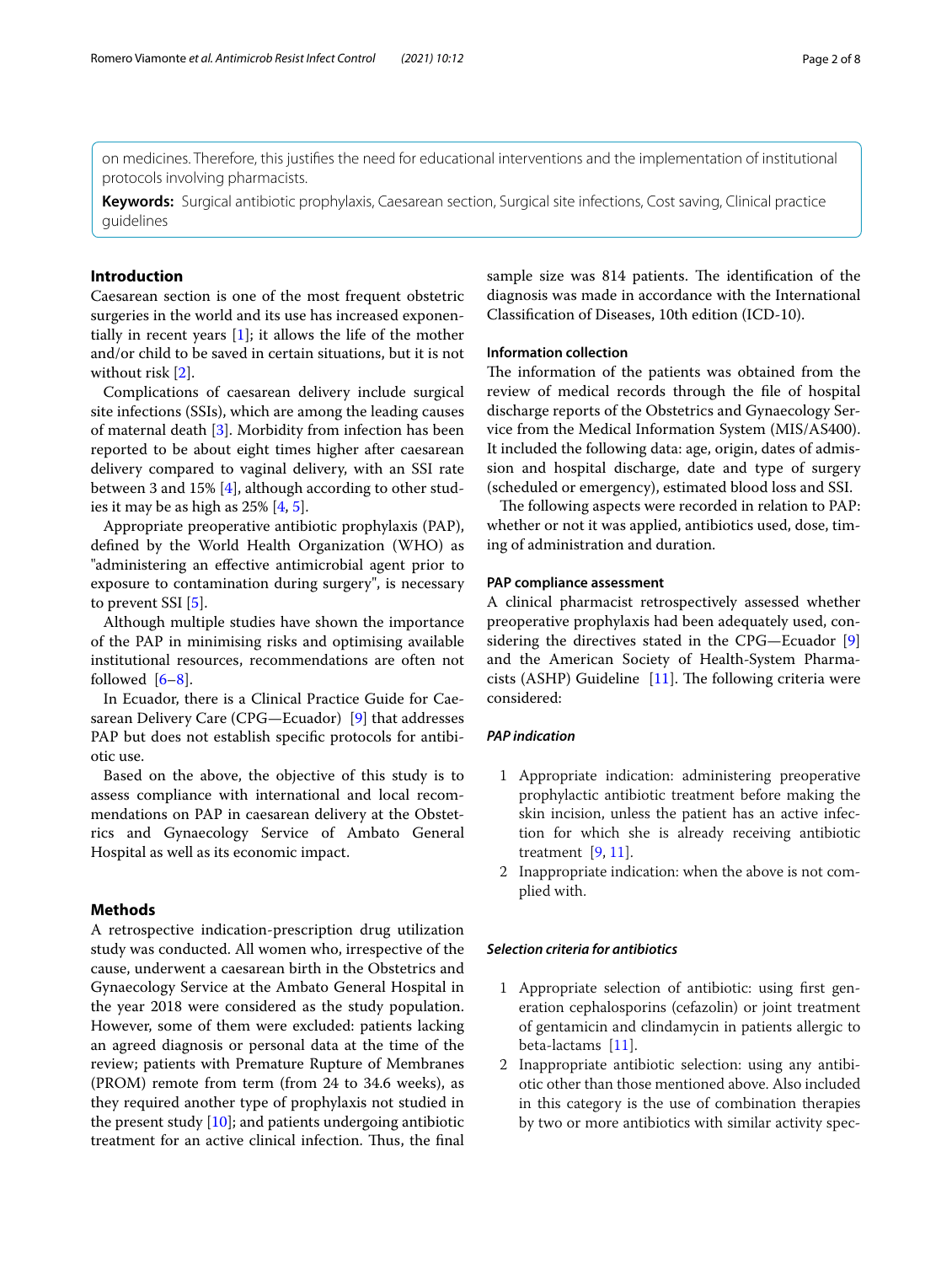on medicines. Therefore, this justifies the need for educational interventions and the implementation of institutional protocols involving pharmacists.

**Keywords:** Surgical antibiotic prophylaxis, Caesarean section, Surgical site infections, Cost saving, Clinical practice guidelines

## Introduction

Caesarean section is one of the most frequent obstetric surgeries in the world and its use has increased exponentially in recent years [1]; it allows the life of the mother and/or child to be saved in certain situations, but it is not without risk [2].

Complications of caesarean delivery include surgical site infections (SSIs), which are among the leading causes of maternal death [3]. Morbidity from infection has been reported to be about eight times higher after caesarean delivery compared to vaginal delivery, with an SSI rate between 3 and 15% [4], although according to other studies it may be as high as 25% [4, 5].

Appropriate preoperative antibiotic prophylaxis (PAP), defined by the World Health Organization (WHO) as "administering an effective antimicrobial agent prior to exposure to contamination during surgery", is necessary to prevent SSI [5].

Although multiple studies have shown the importance of the PAP in minimising risks and optimising available institutional resources, recommendations are often not followed [6–8].

In Ecuador, there is a Clinical Practice Guide for Caesarean Delivery Care (CPG—Ecuador) [9] that addresses PAP but does not establish specific protocols for antibiotic use.

Based on the above, the objective of this study is to assess compliance with international and local recommendations on PAP in caesarean delivery at the Obstetrics and Gynaecology Service of Ambato General Hospital as well as its economic impact.

## Methods

A retrospective indication-prescription drug utilization study was conducted. All women who, irrespective of the cause, underwent a caesarean birth in the Obstetrics and Gynaecology Service at the Ambato General Hospital in the year 2018 were considered as the study population. However, some of them were excluded: patients lacking an agreed diagnosis or personal data at the time of the review; patients with Premature Rupture of Membranes (PROM) remote from term (from 24 to 34.6 weeks), as they required another type of prophylaxis not studied in the present study [10]; and patients undergoing antibiotic treatment for an active clinical infection. Thus, the final sample size was 814 patients. The identification of the diagnosis was made in accordance with the International Classification of Diseases, 10th edition (ICD-10).

### Information collection

The information of the patients was obtained from the review of medical records through the file of hospital discharge reports of the Obstetrics and Gynaecology Service from the Medical Information System (MIS/AS400). It included the following data: age, origin, dates of admission and hospital discharge, date and type of surgery (scheduled or emergency), estimated blood loss and SSI.

The following aspects were recorded in relation to PAP: whether or not it was applied, antibiotics used, dose, timing of administration and duration.

### PAP compliance assessment

A clinical pharmacist retrospectively assessed whether preoperative prophylaxis had been adequately used, considering the directives stated in the CPG—Ecuador [9] and the American Society of Health-System Pharmacists (ASHP) Guideline [11]. The following criteria were considered:

#### *PAP indication*

1. Appropriate indication: administering preoperative prophylactic antibiotic treatment before making the skin incision, unless the patient has an active infection for which she is already receiving antibiotic treatment [9, 11].
2. Inappropriate indication: when the above is not complied with.

#### *Selection criteria for antibiotics*

1. Appropriate selection of antibiotic: using first generation cephalosporins (cefazolin) or joint treatment of gentamicin and clindamycin in patients allergic to beta-lactams [11].
2. Inappropriate antibiotic selection: using any antibiotic other than those mentioned above. Also included in this category is the use of combination therapies by two or more antibiotics with similar activity spec-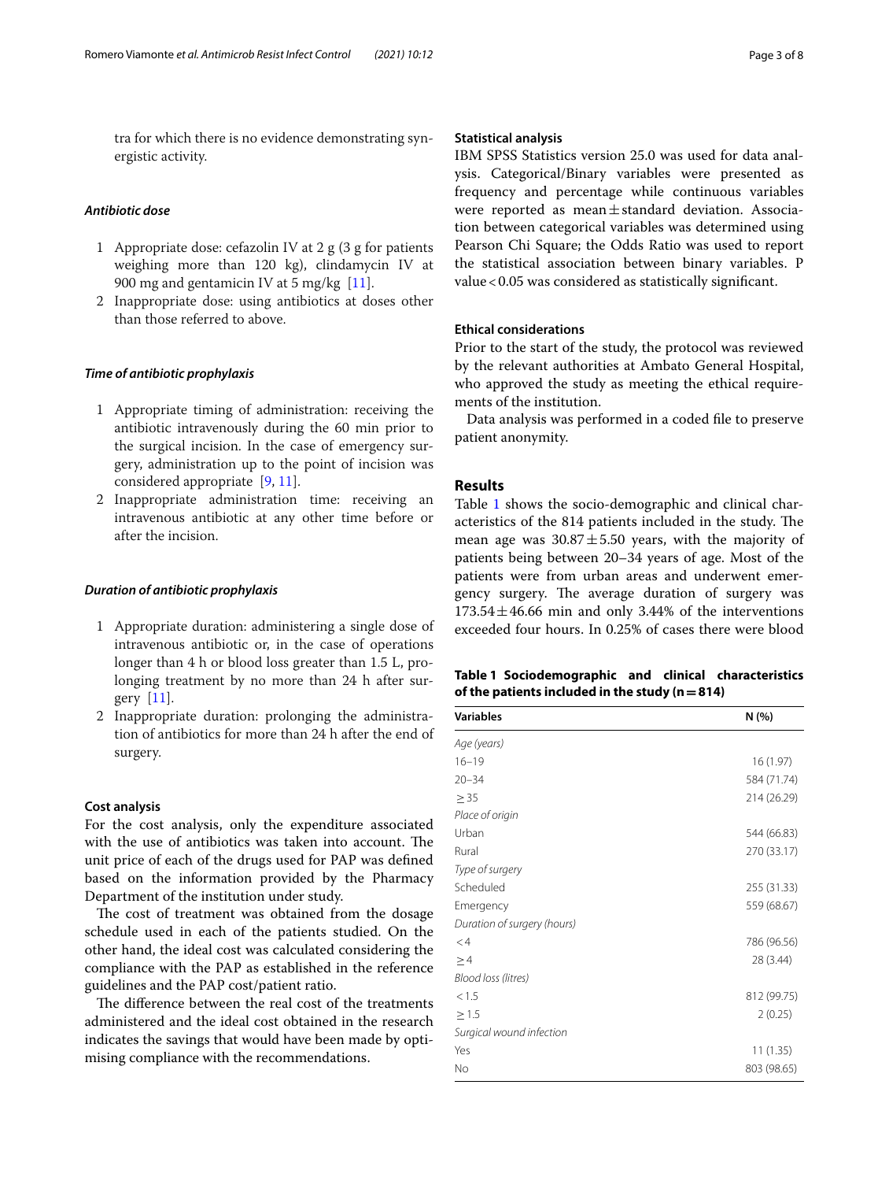tra for which there is no evidence demonstrating synergistic activity.

#### *Antibiotic dose*

1. Appropriate dose: cefazolin IV at 2 g (3 g for patients weighing more than 120 kg), clindamycin IV at 900 mg and gentamicin IV at 5 mg/kg [11].
2. Inappropriate dose: using antibiotics at doses other than those referred to above.

#### *Time of antibiotic prophylaxis*

1. Appropriate timing of administration: receiving the antibiotic intravenously during the 60 min prior to the surgical incision. In the case of emergency surgery, administration up to the point of incision was considered appropriate [9, 11].
2. Inappropriate administration time: receiving an intravenous antibiotic at any other time before or after the incision.

#### *Duration of antibiotic prophylaxis*

1. Appropriate duration: administering a single dose of intravenous antibiotic or, in the case of operations longer than 4 h or blood loss greater than 1.5 L, prolonging treatment by no more than 24 h after surgery [11].
2. Inappropriate duration: prolonging the administration of antibiotics for more than 24 h after the end of surgery.

### Cost analysis

For the cost analysis, only the expenditure associated with the use of antibiotics was taken into account. The unit price of each of the drugs used for PAP was defined based on the information provided by the Pharmacy Department of the institution under study.

The cost of treatment was obtained from the dosage schedule used in each of the patients studied. On the other hand, the ideal cost was calculated considering the compliance with the PAP as established in the reference guidelines and the PAP cost/patient ratio.

The difference between the real cost of the treatments administered and the ideal cost obtained in the research indicates the savings that would have been made by optimising compliance with the recommendations.

### Statistical analysis

IBM SPSS Statistics version 25.0 was used for data analysis. Categorical/Binary variables were presented as frequency and percentage while continuous variables were reported as mean ± standard deviation. Association between categorical variables was determined using Pearson Chi Square; the Odds Ratio was used to report the statistical association between binary variables. P value < 0.05 was considered as statistically significant.

### Ethical considerations

Prior to the start of the study, the protocol was reviewed by the relevant authorities at Ambato General Hospital, who approved the study as meeting the ethical requirements of the institution.

Data analysis was performed in a coded file to preserve patient anonymity.

## Results

Table 1 shows the socio-demographic and clinical characteristics of the 814 patients included in the study. The mean age was $30.87 \pm 5.50$ years, with the majority of patients being between 20–34 years of age. Most of the patients were from urban areas and underwent emergency surgery. The average duration of surgery was $173.54 \pm 46.66$ min and only 3.44% of the interventions exceeded four hours. In 0.25% of cases there were blood

**Table 1 Sociodemographic and clinical characteristics of the patients included in the study (n = 814)**

| Variables | N (%) |
|---|---|
| *Age (years)* | |
| 16–19 | 16 (1.97) |
| 20–34 | 584 (71.74) |
| ≥ 35 | 214 (26.29) |
| *Place of origin* | |
| Urban | 544 (66.83) |
| Rural | 270 (33.17) |
| *Type of surgery* | |
| Scheduled | 255 (31.33) |
| Emergency | 559 (68.67) |
| *Duration of surgery (hours)* | |
| < 4 | 786 (96.56) |
| ≥ 4 | 28 (3.44) |
| *Blood loss (litres)* | |
| < 1.5 | 812 (99.75) |
| ≥ 1.5 | 2 (0.25) |
| *Surgical wound infection* | |
| Yes | 11 (1.35) |
| No | 803 (98.65) |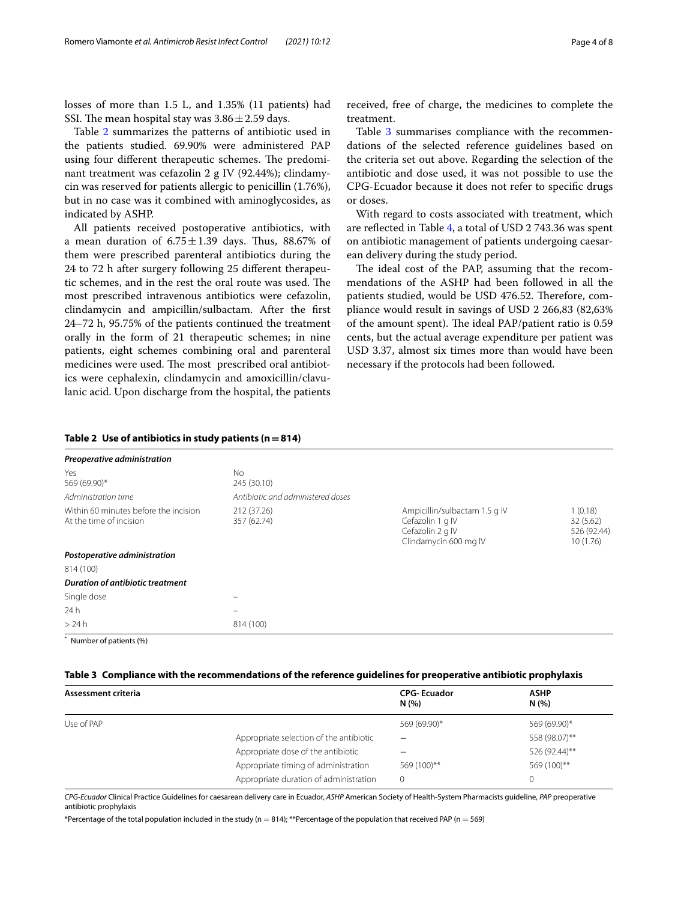losses of more than 1.5 L, and 1.35% (11 patients) had SSI. The mean hospital stay was $3.86 \pm 2.59$ days.

Table 2 summarizes the patterns of antibiotic used in the patients studied. 69.90% were administered PAP using four different therapeutic schemes. The predominant treatment was cefazolin 2 g IV (92.44%); clindamycin was reserved for patients allergic to penicillin (1.76%), but in no case was it combined with aminoglycosides, as indicated by ASHP.

All patients received postoperative antibiotics, with a mean duration of $6.75 \pm 1.39$ days. Thus, 88.67% of them were prescribed parenteral antibiotics during the 24 to 72 h after surgery following 25 different therapeutic schemes, and in the rest the oral route was used. The most prescribed intravenous antibiotics were cefazolin, clindamycin and ampicillin/sulbactam. After the first 24–72 h, 95.75% of the patients continued the treatment orally in the form of 21 therapeutic schemes; in nine patients, eight schemes combining oral and parenteral medicines were used. The most prescribed oral antibiotics were cephalexin, clindamycin and amoxicillin/clavulanic acid. Upon discharge from the hospital, the patients received, free of charge, the medicines to complete the treatment.

Table 3 summarises compliance with the recommendations of the selected reference guidelines based on the criteria set out above. Regarding the selection of the antibiotic and dose used, it was not possible to use the CPG-Ecuador because it does not refer to specific drugs or doses.

With regard to costs associated with treatment, which are reflected in Table 4, a total of USD 2 743.36 was spent on antibiotic management of patients undergoing caesarean delivery during the study period.

The ideal cost of the PAP, assuming that the recommendations of the ASHP had been followed in all the patients studied, would be USD 476.52. Therefore, compliance would result in savings of USD 2 266,83 (82,63% of the amount spent). The ideal PAP/patient ratio is 0.59 cents, but the actual average expenditure per patient was USD 3.37, almost six times more than would have been necessary if the protocols had been followed.

**Table 2 Use of antibiotics in study patients (n = 814)**

| | | | |
|---|---|---|---|
| ***Preoperative administration*** | | | |
| Yes<br>569 (69.90)* | No<br>245 (30.10) | | |
| *Administration time* | *Antibiotic and administered doses* | | |
| Within 60 minutes before the incision<br>At the time of incision | 212 (37.26)<br>357 (62.74) | Ampicillin/sulbactam 1.5 g IV<br>Cefazolin 1 g IV<br>Cefazolin 2 g IV<br>Clindamycin 600 mg IV | 1 (0.18)<br>32 (5.62)<br>526 (92.44)<br>10 (1.76) |
| ***Postoperative administration*** | | | |
| 814 (100) | | | |
| ***Duration of antibiotic treatment*** | | | |
| Single dose | – | | |
| 24 h | – | | |
| > 24 h | 814 (100) | | |

\* Number of patients (%)

**Table 3 Compliance with the recommendations of the reference guidelines for preoperative antibiotic prophylaxis**

| Assessment criteria | | CPG- Ecuador N (%) | ASHP N (%) |
|---|---|---|---|
| Use of PAP | | 569 (69.90)* | 569 (69.90)* |
| | Appropriate selection of the antibiotic | – | 558 (98.07)** |
| | Appropriate dose of the antibiotic | – | 526 (92.44)** |
| | Appropriate timing of administration | 569 (100)** | 569 (100)** |
| | Appropriate duration of administration | 0 | 0 |

*CPG-Ecuador* Clinical Practice Guidelines for caesarean delivery care in Ecuador, *ASHP* American Society of Health-System Pharmacists guideline, *PAP* preoperative antibiotic prophylaxis

*Percentage of the total population included in the study (n = 814); **Percentage of the population that received PAP (n = 569)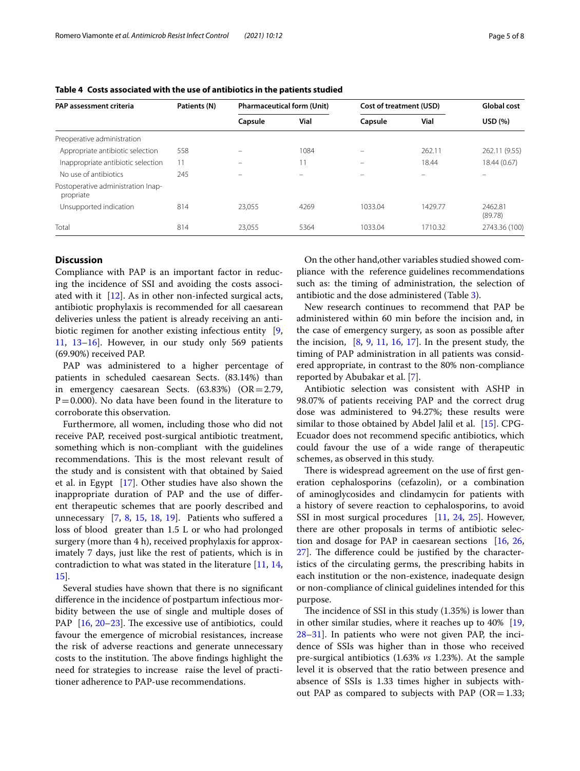**Table 4 Costs associated with the use of antibiotics in the patients studied**

| PAP assessment criteria | Patients (N) | Pharmaceutical form (Unit) | | Cost of treatment (USD) | | Global cost |
|---|---|---|---|---|---|---|
| | | Capsule | Vial | Capsule | Vial | USD (%) |
| Preoperative administration | | | | | | |
| Appropriate antibiotic selection | 558 | – | 1084 | – | 262.11 | 262.11 (9.55) |
| Inappropriate antibiotic selection | 11 | – | 11 | – | 18.44 | 18.44 (0.67) |
| No use of antibiotics | 245 | – | – | – | – | – |
| Postoperative administration Inappropriate | | | | | | |
| Unsupported indication | 814 | 23,055 | 4269 | 1033.04 | 1429.77 | 2462.81 (89.78) |
| Total | 814 | 23,055 | 5364 | 1033.04 | 1710.32 | 2743.36 (100) |

## Discussion

Compliance with PAP is an important factor in reducing the incidence of SSI and avoiding the costs associated with it [12]. As in other non-infected surgical acts, antibiotic prophylaxis is recommended for all caesarean deliveries unless the patient is already receiving an antibiotic regimen for another existing infectious entity [9, 11, 13–16]. However, in our study only 569 patients (69.90%) received PAP.

PAP was administered to a higher percentage of patients in scheduled caesarean Sects. (83.14%) than in emergency caesarean Sects. (63.83%) (OR = 2.79, P = 0.000). No data have been found in the literature to corroborate this observation.

Furthermore, all women, including those who did not receive PAP, received post-surgical antibiotic treatment, something which is non-compliant with the guidelines recommendations. This is the most relevant result of the study and is consistent with that obtained by Saied et al. in Egypt [17]. Other studies have also shown the inappropriate duration of PAP and the use of different therapeutic schemes that are poorly described and unnecessary [7, 8, 15, 18, 19]. Patients who suffered a loss of blood greater than 1.5 L or who had prolonged surgery (more than 4 h), received prophylaxis for approximately 7 days, just like the rest of patients, which is in contradiction to what was stated in the literature [11, 14, 15].

Several studies have shown that there is no significant difference in the incidence of postpartum infectious morbidity between the use of single and multiple doses of PAP [16, 20–23]. The excessive use of antibiotics, could favour the emergence of microbial resistances, increase the risk of adverse reactions and generate unnecessary costs to the institution. The above findings highlight the need for strategies to increase raise the level of practitioner adherence to PAP-use recommendations.

On the other hand, other variables studied showed compliance with the reference guidelines recommendations such as: the timing of administration, the selection of antibiotic and the dose administered (Table 3).

New research continues to recommend that PAP be administered within 60 min before the incision and, in the case of emergency surgery, as soon as possible after the incision, [8, 9, 11, 16, 17]. In the present study, the timing of PAP administration in all patients was considered appropriate, in contrast to the 80% non-compliance reported by Abubakar et al. [7].

Antibiotic selection was consistent with ASHP in 98.07% of patients receiving PAP and the correct drug dose was administered to 94.27%; these results were similar to those obtained by Abdel Jalil et al. [15]. CPG-Ecuador does not recommend specific antibiotics, which could favour the use of a wide range of therapeutic schemes, as observed in this study.

There is widespread agreement on the use of first generation cephalosporins (cefazolin), or a combination of aminoglycosides and clindamycin for patients with a history of severe reaction to cephalosporins, to avoid SSI in most surgical procedures [11, 24, 25]. However, there are other proposals in terms of antibiotic selection and dosage for PAP in caesarean sections [16, 26, 27]. The difference could be justified by the characteristics of the circulating germs, the prescribing habits in each institution or the non-existence, inadequate design or non-compliance of clinical guidelines intended for this purpose.

The incidence of SSI in this study (1.35%) is lower than in other similar studies, where it reaches up to 40% [19, 28–31]. In patients who were not given PAP, the incidence of SSIs was higher than in those who received pre-surgical antibiotics (1.63% *vs* 1.23%). At the sample level it is observed that the ratio between presence and absence of SSIs is 1.33 times higher in subjects without PAP as compared to subjects with PAP (OR = 1.33;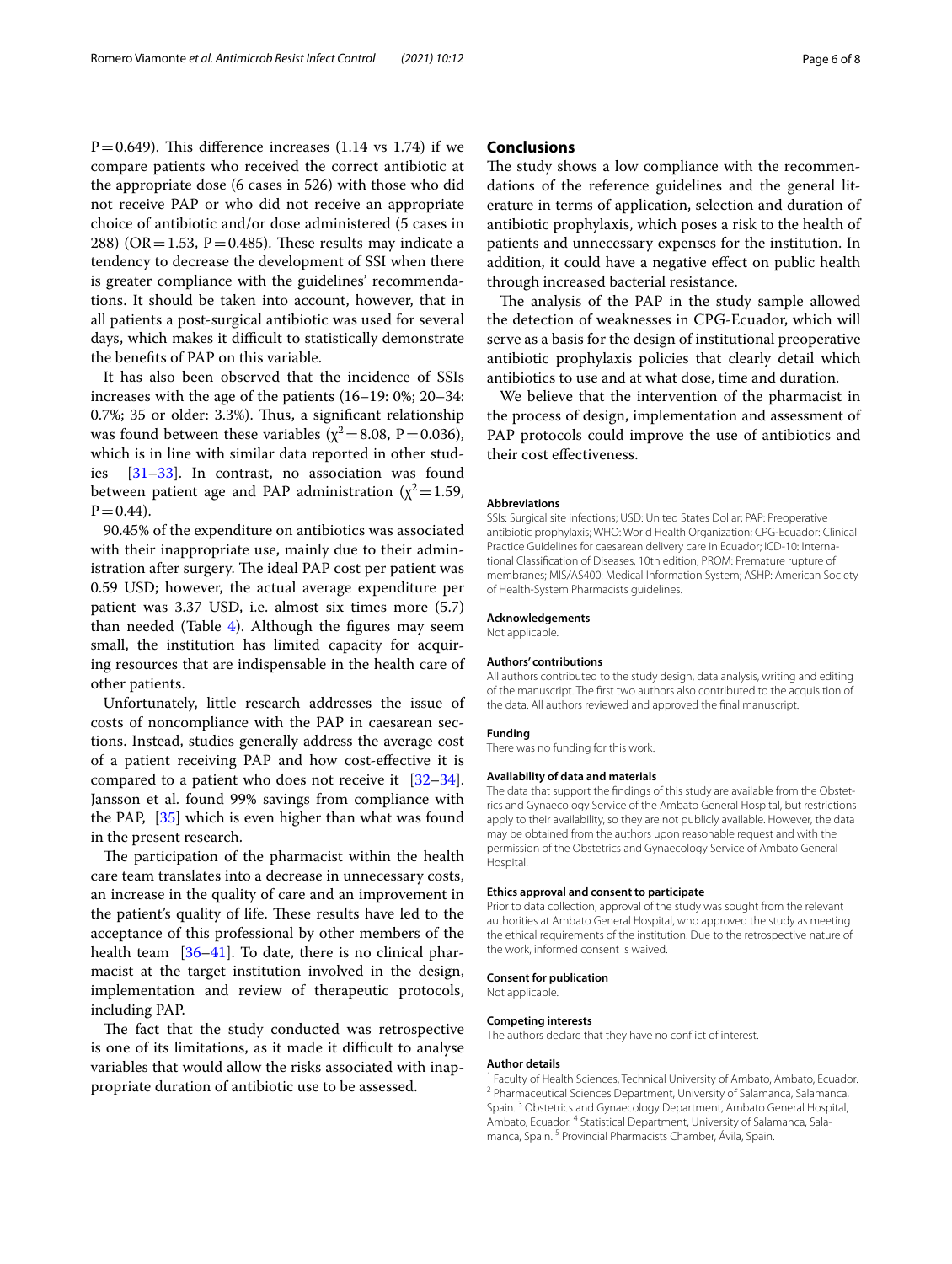P = 0.649). This difference increases (1.14 vs 1.74) if we compare patients who received the correct antibiotic at the appropriate dose (6 cases in 526) with those who did not receive PAP or who did not receive an appropriate choice of antibiotic and/or dose administered (5 cases in 288) (OR = 1.53, P = 0.485). These results may indicate a tendency to decrease the development of SSI when there is greater compliance with the guidelines' recommendations. It should be taken into account, however, that in all patients a post-surgical antibiotic was used for several days, which makes it difficult to statistically demonstrate the benefits of PAP on this variable.

It has also been observed that the incidence of SSIs increases with the age of the patients (16–19: 0%; 20–34: 0.7%; 35 or older: 3.3%). Thus, a significant relationship was found between these variables ($\chi^2 = 8.08$, P = 0.036), which is in line with similar data reported in other studies [31–33]. In contrast, no association was found between patient age and PAP administration ($\chi^2 = 1.59$, P = 0.44).

90.45% of the expenditure on antibiotics was associated with their inappropriate use, mainly due to their administration after surgery. The ideal PAP cost per patient was 0.59 USD; however, the actual average expenditure per patient was 3.37 USD, i.e. almost six times more (5.7) than needed (Table 4). Although the figures may seem small, the institution has limited capacity for acquiring resources that are indispensable in the health care of other patients.

Unfortunately, little research addresses the issue of costs of noncompliance with the PAP in caesarean sections. Instead, studies generally address the average cost of a patient receiving PAP and how cost-effective it is compared to a patient who does not receive it [32–34]. Jansson et al. found 99% savings from compliance with the PAP, [35] which is even higher than what was found in the present research.

The participation of the pharmacist within the health care team translates into a decrease in unnecessary costs, an increase in the quality of care and an improvement in the patient's quality of life. These results have led to the acceptance of this professional by other members of the health team [36–41]. To date, there is no clinical pharmacist at the target institution involved in the design, implementation and review of therapeutic protocols, including PAP.

The fact that the study conducted was retrospective is one of its limitations, as it made it difficult to analyse variables that would allow the risks associated with inappropriate duration of antibiotic use to be assessed.

## Conclusions

The study shows a low compliance with the recommendations of the reference guidelines and the general literature in terms of application, selection and duration of antibiotic prophylaxis, which poses a risk to the health of patients and unnecessary expenses for the institution. In addition, it could have a negative effect on public health through increased bacterial resistance.

The analysis of the PAP in the study sample allowed the detection of weaknesses in CPG-Ecuador, which will serve as a basis for the design of institutional preoperative antibiotic prophylaxis policies that clearly detail which antibiotics to use and at what dose, time and duration.

We believe that the intervention of the pharmacist in the process of design, implementation and assessment of PAP protocols could improve the use of antibiotics and their cost effectiveness.

#### Abbreviations

SSIs: Surgical site infections; USD: United States Dollar; PAP: Preoperative antibiotic prophylaxis; WHO: World Health Organization; CPG-Ecuador: Clinical Practice Guidelines for caesarean delivery care in Ecuador; ICD-10: International Classification of Diseases, 10th edition; PROM: Premature rupture of membranes; MIS/AS400: Medical Information System; ASHP: American Society of Health-System Pharmacists guidelines.

#### Acknowledgements

Not applicable.

#### Authors' contributions

All authors contributed to the study design, data analysis, writing and editing of the manuscript. The first two authors also contributed to the acquisition of the data. All authors reviewed and approved the final manuscript.

#### Funding

There was no funding for this work.

#### Availability of data and materials

The data that support the findings of this study are available from the Obstetrics and Gynaecology Service of the Ambato General Hospital, but restrictions apply to their availability, so they are not publicly available. However, the data may be obtained from the authors upon reasonable request and with the permission of the Obstetrics and Gynaecology Service of Ambato General Hospital.

#### Ethics approval and consent to participate

Prior to data collection, approval of the study was sought from the relevant authorities at Ambato General Hospital, who approved the study as meeting the ethical requirements of the institution. Due to the retrospective nature of the work, informed consent is waived.

#### Consent for publication

Not applicable.

#### Competing interests

The authors declare that they have no conflict of interest.

#### Author details

[1] Faculty of Health Sciences, Technical University of Ambato, Ambato, Ecuador. [2] Pharmaceutical Sciences Department, University of Salamanca, Salamanca, Spain. [3] Obstetrics and Gynaecology Department, Ambato General Hospital, Ambato, Ecuador. [4] Statistical Department, University of Salamanca, Salamanca, Spain. [5] Provincial Pharmacists Chamber, Ávila, Spain.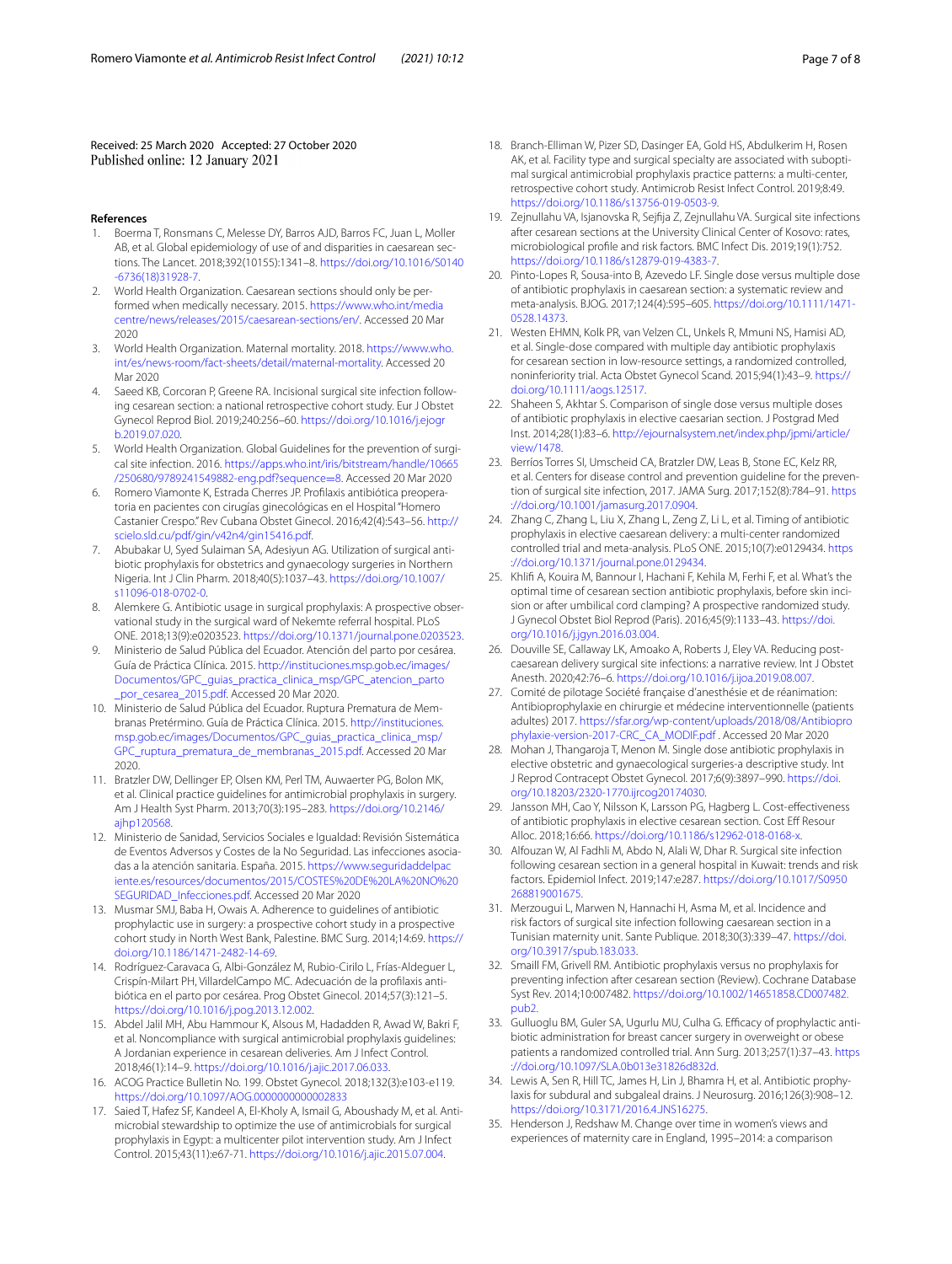Received: 25 March 2020 Accepted: 27 October 2020
Published online: 12 January 2021

## References

1. Boerma T, Ronsmans C, Melesse DY, Barros AJD, Barros FC, Juan L, Moller AB, et al. Global epidemiology of use of and disparities in caesarean sections. The Lancet. 2018;392(10155):1341–8. https://doi.org/10.1016/S0140-6736(18)31928-7.
2. World Health Organization. Caesarean sections should only be performed when medically necessary. 2015. https://www.who.int/mediacentre/news/releases/2015/caesarean-sections/en/. Accessed 20 Mar 2020
3. World Health Organization. Maternal mortality. 2018. https://www.who.int/es/news-room/fact-sheets/detail/maternal-mortality. Accessed 20 Mar 2020
4. Saeed KB, Corcoran P, Greene RA. Incisional surgical site infection following cesarean section: a national retrospective cohort study. Eur J Obstet Gynecol Reprod Biol. 2019;240:256–60. https://doi.org/10.1016/j.ejogrb.2019.07.020.
5. World Health Organization. Global Guidelines for the prevention of surgical site infection. 2016. https://apps.who.int/iris/bitstream/handle/10665/250680/9789241549882-eng.pdf?sequence=8. Accessed 20 Mar 2020
6. Romero Viamonte K, Estrada Cherres JP. Profilaxis antibiótica preoperatoria en pacientes con cirugías ginecológicas en el Hospital "Homero Castanier Crespo." Rev Cubana Obstet Ginecol. 2016;42(4):543–56. http://scielo.sld.cu/pdf/gin/v42n4/gin15416.pdf.
7. Abubakar U, Syed Sulaiman SA, Adesiyun AG. Utilization of surgical antibiotic prophylaxis for obstetrics and gynaecology surgeries in Northern Nigeria. Int J Clin Pharm. 2018;40(5):1037–43. https://doi.org/10.1007/s11096-018-0702-0.
8. Alemkere G. Antibiotic usage in surgical prophylaxis: A prospective observational study in the surgical ward of Nekemte referral hospital. PLoS ONE. 2018;13(9):e0203523. https://doi.org/10.1371/journal.pone.0203523.
9. Ministerio de Salud Pública del Ecuador. Atención del parto por cesárea. Guía de Práctica Clínica. 2015. http://instituciones.msp.gob.ec/images/Documentos/GPC_guias_practica_clinica_msp/GPC_atencion_parto_por_cesarea_2015.pdf. Accessed 20 Mar 2020.
10. Ministerio de Salud Pública del Ecuador. Ruptura Prematura de Membranas Pretérmino. Guía de Práctica Clínica. 2015. http://instituciones.msp.gob.ec/images/Documentos/GPC_guias_practica_clinica_msp/GPC_ruptura_prematura_de_membranas_2015.pdf. Accessed 20 Mar 2020.
11. Bratzler DW, Dellinger EP, Olsen KM, Perl TM, Auwaerter PG, Bolon MK, et al. Clinical practice guidelines for antimicrobial prophylaxis in surgery. Am J Health Syst Pharm. 2013;70(3):195–283. https://doi.org/10.2146/ajhp120568.
12. Ministerio de Sanidad, Servicios Sociales e Igualdad: Revisión Sistemática de Eventos Adversos y Costes de la No Seguridad. Las infecciones asociadas a la atención sanitaria. España. 2015. https://www.seguridaddelpaciente.es/resources/documentos/2015/COSTES%20DE%20LA%20NO%20SEGURIDAD_Infecciones.pdf. Accessed 20 Mar 2020
13. Musmar SMJ, Baba H, Owais A. Adherence to guidelines of antibiotic prophylactic use in surgery: a prospective cohort study in North West Bank, Palestine. BMC Surg. 2014;14:69. https://doi.org/10.1186/1471-2482-14-69.
14. Rodríguez-Caravaca G, Albi-González M, Rubio-Cirilo L, Frías-Aldeguer L, Crispín-Milart PH, VillardelCampo MC. Adecuación de la profilaxis antibiótica en el parto por cesárea. Prog Obstet Ginecol. 2014;57(3):121–5. https://doi.org/10.1016/j.pog.2013.12.002.
15. Abdel Jalil MH, Abu Hammour K, Alsous M, Hadadden R, Awad W, Bakri F, et al. Noncompliance with surgical antimicrobial prophylaxis guidelines: A Jordanian experience in cesarean deliveries. Am J Infect Control. 2018;46(1):14–9. https://doi.org/10.1016/j.ajic.2017.06.033.
16. ACOG Practice Bulletin No. 199. Obstet Gynecol. 2018;132(3):e103-e119. https://doi.org/10.1097/AOG.0000000000002833
17. Saied T, Hafez SF, Kandeel A, El-Kholy A, Ismail G, Aboushady M, et al. Antimicrobial stewardship to optimize the use of antimicrobials for surgical prophylaxis in Egypt: a multicenter pilot intervention study. Am J Infect Control. 2015;43(11):e67-71. https://doi.org/10.1016/j.ajic.2015.07.004.
18. Branch-Elliman W, Pizer SD, Dasinger EA, Gold HS, Abdulkerim H, Rosen AK, et al. Facility type and surgical specialty are associated with suboptimal surgical antimicrobial prophylaxis practice patterns: a multi-center, retrospective cohort study. Antimicrob Resist Infect Control. 2019;8:49. https://doi.org/10.1186/s13756-019-0503-9.
19. Zejnullahu VA, Isjanovska R, Sejfija Z, Zejnullahu VA. Surgical site infections after cesarean sections at the University Clinical Center of Kosovo: rates, microbiological profile and risk factors. BMC Infect Dis. 2019;19(1):752. https://doi.org/10.1186/s12879-019-4383-7.
20. Pinto-Lopes R, Sousa-into B, Azevedo LF. Single dose versus multiple dose of antibiotic prophylaxis in caesarean section: a systematic review and meta-analysis. BJOG. 2017;124(4):595–605. https://doi.org/10.1111/1471-0528.14373.
21. Westen EHMN, Kolk PR, van Velzen CL, Unkels R, Mmuni NS, Hamisi AD, et al. Single-dose compared with multiple day antibiotic prophylaxis for cesarean section in low-resource settings, a randomized controlled, noninferiority trial. Acta Obstet Gynecol Scand. 2015;94(1):43–9. https://doi.org/10.1111/aogs.12517.
22. Shaheen S, Akhtar S. Comparison of single dose versus multiple doses of antibiotic prophylaxis in elective caesarian section. J Postgrad Med Inst. 2014;28(1):83–6. http://ejournalsystem.net/index.php/jpmi/article/view/1478.
23. Berríos Torres SI, Umscheid CA, Bratzler DW, Leas B, Stone EC, Kelz RR, et al. Centers for disease control and prevention guideline for the prevention of surgical site infection, 2017. JAMA Surg. 2017;152(8):784–91. https://doi.org/10.1001/jamasurg.2017.0904.
24. Zhang C, Zhang L, Liu X, Zhang L, Zeng Z, Li L, et al. Timing of antibiotic prophylaxis in elective caesarean delivery: a multi-center randomized controlled trial and meta-analysis. PLoS ONE. 2015;10(7):e0129434. https://doi.org/10.1371/journal.pone.0129434.
25. Khlifi A, Kouira M, Bannour I, Hachani F, Kehila M, Ferhi F, et al. What's the optimal time of cesarean section antibiotic prophylaxis, before skin incision or after umbilical cord clamping? A prospective randomized study. J Gynecol Obstet Biol Reprod (Paris). 2016;45(9):1133–43. https://doi.org/10.1016/j.jgyn.2016.03.004.
26. Douville SE, Callaway LK, Amoako A, Roberts J, Eley VA. Reducing post-caesarean delivery surgical site infections: a narrative review. Int J Obstet Anesth. 2020;42:76–6. https://doi.org/10.1016/j.ijoa.2019.08.007.
27. Comité de pilotage Société française d'anesthésie et de réanimation: Antibioprophylaxie en chirurgie et médecine interventionnelle (patients adultes) 2017. https://sfar.org/wp-content/uploads/2018/08/Antibioprophylaxie-version-2017-CRC_CA_MODIF.pdf . Accessed 20 Mar 2020
28. Mohan J, Thangaroja T, Menon M. Single dose antibiotic prophylaxis in elective obstetric and gynaecological surgeries-a descriptive study. Int J Reprod Contracept Obstet Gynecol. 2017;6(9):3897–990. https://doi.org/10.18203/2320-1770.ijrcog20174030.
29. Jansson MH, Cao Y, Nilsson K, Larsson PG, Hagberg L. Cost-effectiveness of antibiotic prophylaxis in elective cesarean section. Cost Eff Resour Alloc. 2018;16:66. https://doi.org/10.1186/s12962-018-0168-x.
30. Alfouzan W, Al Fadhli M, Abdo N, Alali W, Dhar R. Surgical site infection following cesarean section in a general hospital in Kuwait: trends and risk factors. Epidemiol Infect. 2019;147:e287. https://doi.org/10.1017/S0950268819001675.
31. Merzougui L, Marwen N, Hannachi H, Asma M, et al. Incidence and risk factors of surgical site infection following caesarean section in a Tunisian maternity unit. Sante Publique. 2018;30(3):339–47. https://doi.org/10.3917/spub.183.033.
32. Smaill FM, Grivell RM. Antibiotic prophylaxis versus no prophylaxis for preventing infection after cesarean section (Review). Cochrane Database Syst Rev. 2014;10:007482. https://doi.org/10.1002/14651858.CD007482.pub2.
33. Gulluoglu BM, Guler SA, Ugurlu MU, Culha G. Efficacy of prophylactic antibiotic administration for breast cancer surgery in overweight or obese patients a randomized controlled trial. Ann Surg. 2013;257(1):37–43. https://doi.org/10.1097/SLA.0b013e31826d832d.
34. Lewis A, Sen R, Hill TC, James H, Lin J, Bhamra H, et al. Antibiotic prophylaxis for subdural and subgaleal drains. J Neurosurg. 2016;126(3):908–12. https://doi.org/10.3171/2016.4.JNS16275.
35. Henderson J, Redshaw M. Change over time in women's views and experiences of maternity care in England, 1995–2014: a comparison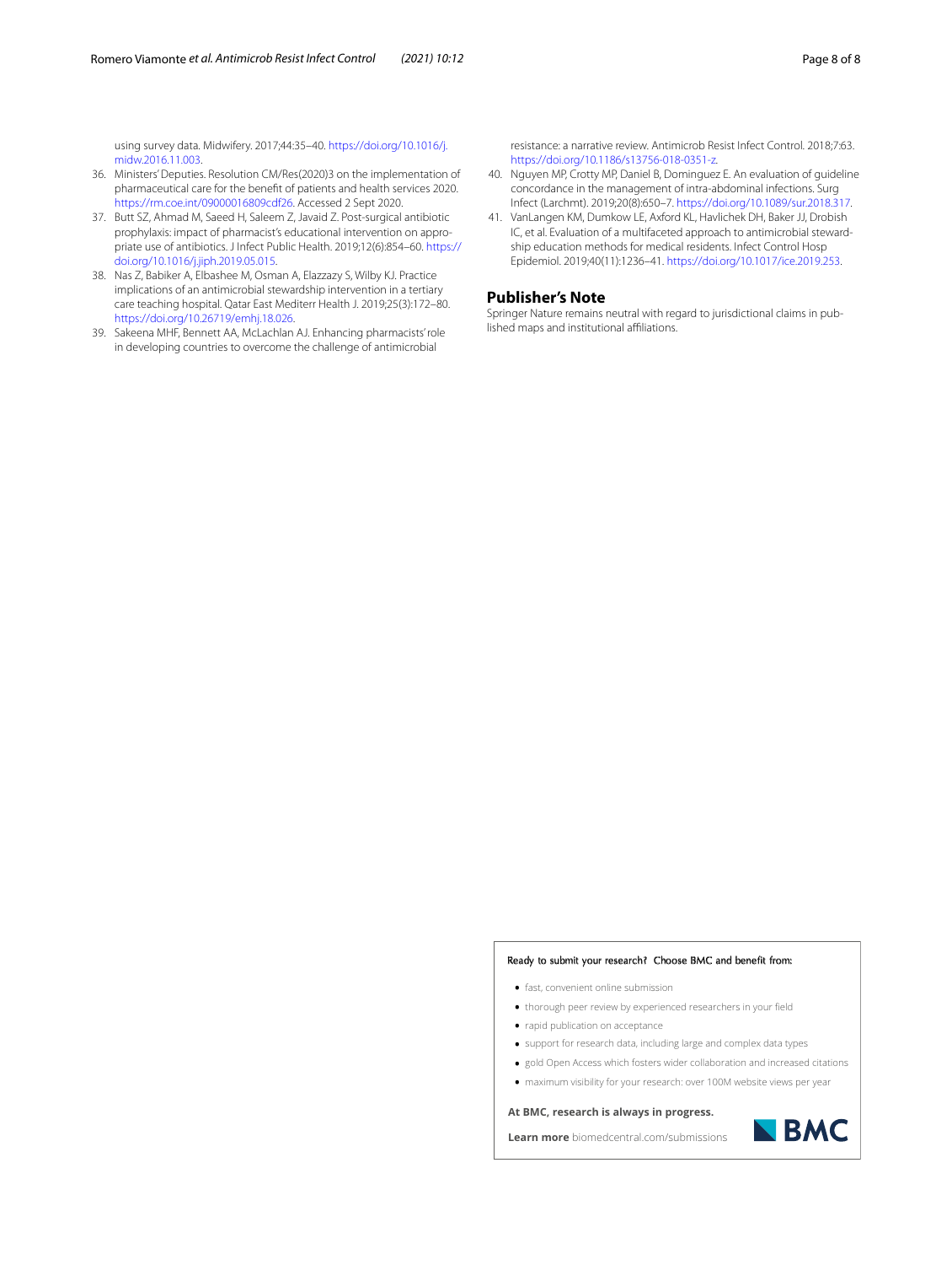using survey data. Midwifery. 2017;44:35–40. https://doi.org/10.1016/j.midw.2016.11.003.

36. Ministers' Deputies. Resolution CM/Res(2020)3 on the implementation of pharmaceutical care for the benefit of patients and health services 2020. https://rm.coe.int/09000016809cdf26. Accessed 2 Sept 2020.
37. Butt SZ, Ahmad M, Saeed H, Saleem Z, Javaid Z. Post-surgical antibiotic prophylaxis: impact of pharmacist's educational intervention on appropriate use of antibiotics. J Infect Public Health. 2019;12(6):854–60. https://doi.org/10.1016/j.jiph.2019.05.015.
38. Nas Z, Babiker A, Elbashee M, Osman A, Elazzazy S, Wilby KJ. Practice implications of an antimicrobial stewardship intervention in a tertiary care teaching hospital. Qatar East Mediterr Health J. 2019;25(3):172–80. https://doi.org/10.26719/emhj.18.026.
39. Sakeena MHF, Bennett AA, McLachlan AJ. Enhancing pharmacists' role in developing countries to overcome the challenge of antimicrobial resistance: a narrative review. Antimicrob Resist Infect Control. 2018;7:63. https://doi.org/10.1186/s13756-018-0351-z.
40. Nguyen MP, Crotty MP, Daniel B, Dominguez E. An evaluation of guideline concordance in the management of intra-abdominal infections. Surg Infect (Larchmt). 2019;20(8):650–7. https://doi.org/10.1089/sur.2018.317.
41. VanLangen KM, Dumkow LE, Axford KL, Havlichek DH, Baker JJ, Drobish IC, et al. Evaluation of a multifaceted approach to antimicrobial stewardship education methods for medical residents. Infect Control Hosp Epidemiol. 2019;40(11):1236–41. https://doi.org/10.1017/ice.2019.253.

## Publisher's Note

Springer Nature remains neutral with regard to jurisdictional claims in published maps and institutional affiliations.

Ready to submit your research? Choose BMC and benefit from:

- fast, convenient online submission
- thorough peer review by experienced researchers in your field
- rapid publication on acceptance
- support for research data, including large and complex data types
- gold Open Access which fosters wider collaboration and increased citations
- maximum visibility for your research: over 100M website views per year

**At BMC, research is always in progress.**

**Learn more** biomedcentral.com/submissions

BMC